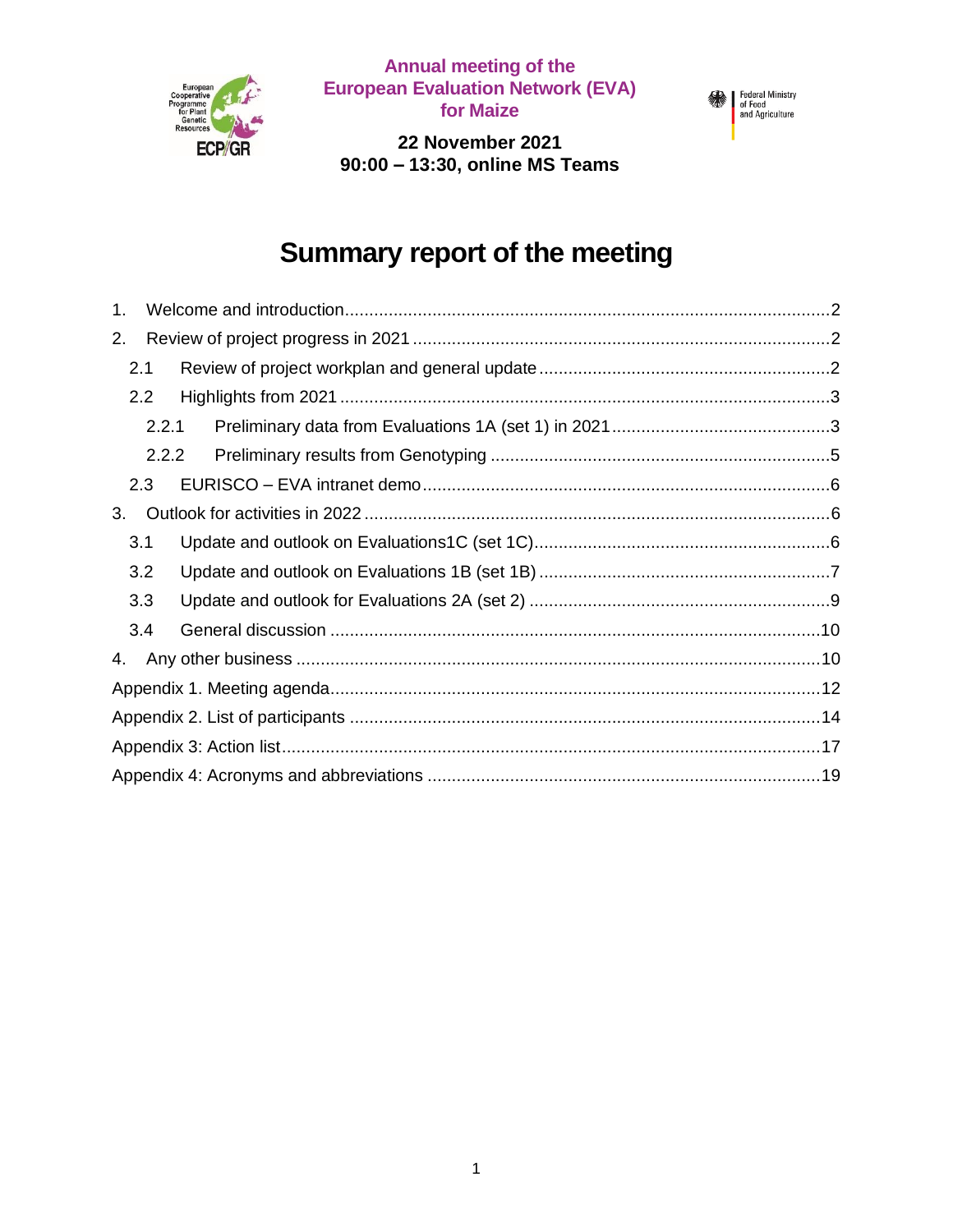European Cooperative Programme for Plant Genetic Resources
ECPGR

**Annual meeting of the European Evaluation Network (EVA) for Maize**

**22 November 2021**
**90:00 – 13:30, online MS Teams**

Federal Ministry of Food and Agriculture

# Summary report of the meeting

1. Welcome and introduction ..... 2
2. Review of project progress in 2021 ..... 2
   - 2.1 Review of project workplan and general update ..... 2
   - 2.2 Highlights from 2021 ..... 3
     - 2.2.1 Preliminary data from Evaluations 1A (set 1) in 2021 ..... 3
     - 2.2.2 Preliminary results from Genotyping ..... 5
   - 2.3 EURISCO – EVA intranet demo ..... 6
3. Outlook for activities in 2022 ..... 6
   - 3.1 Update and outlook on Evaluations1C (set 1C) ..... 6
   - 3.2 Update and outlook on Evaluations 1B (set 1B) ..... 7
   - 3.3 Update and outlook for Evaluations 2A (set 2) ..... 9
   - 3.4 General discussion ..... 10
4. Any other business ..... 10

Appendix 1. Meeting agenda ..... 12
Appendix 2. List of participants ..... 14
Appendix 3: Action list ..... 17
Appendix 4: Acronyms and abbreviations ..... 19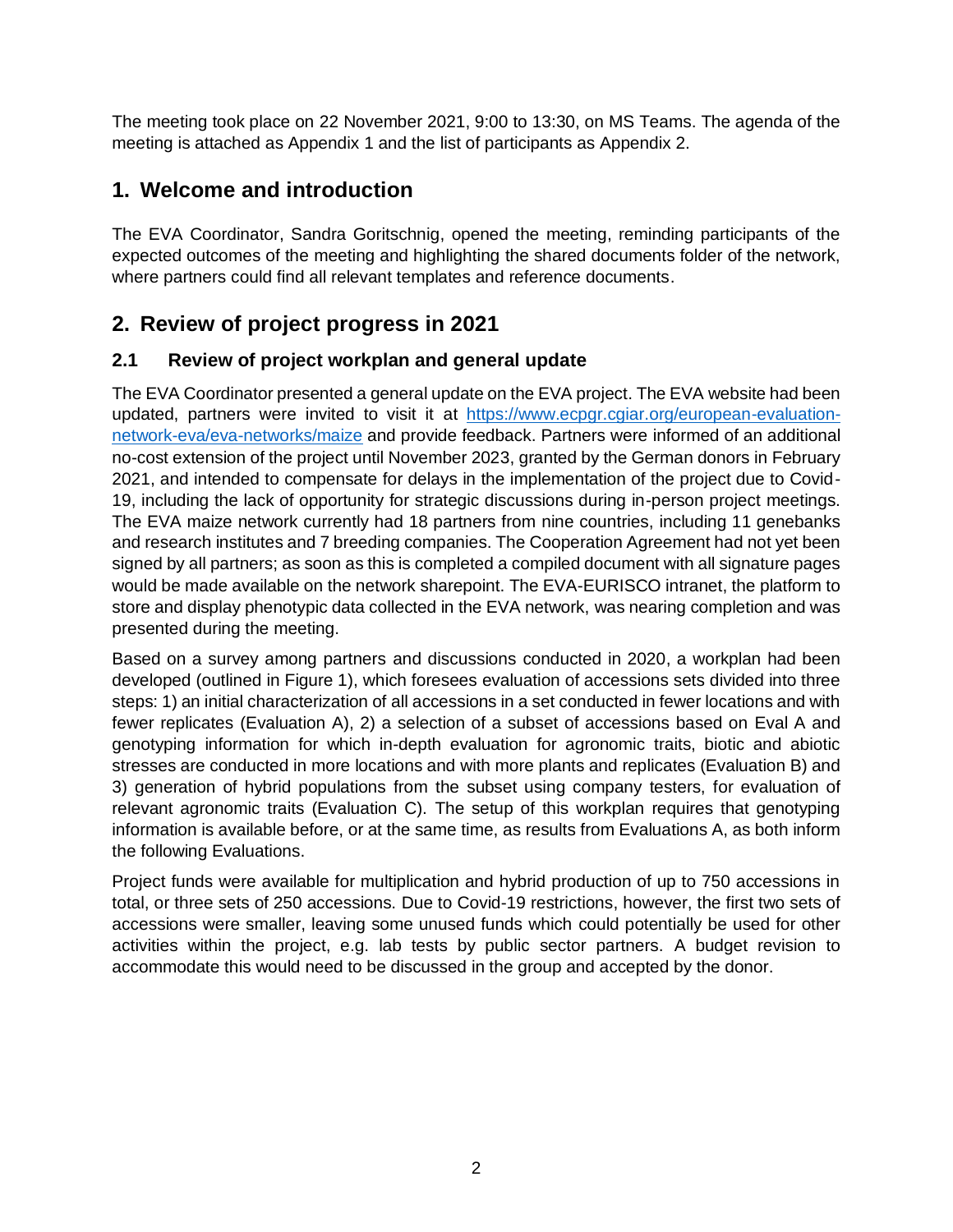The meeting took place on 22 November 2021, 9:00 to 13:30, on MS Teams. The agenda of the meeting is attached as Appendix 1 and the list of participants as Appendix 2.

## 1. Welcome and introduction

The EVA Coordinator, Sandra Goritschnig, opened the meeting, reminding participants of the expected outcomes of the meeting and highlighting the shared documents folder of the network, where partners could find all relevant templates and reference documents.

## 2. Review of project progress in 2021

### 2.1 Review of project workplan and general update

The EVA Coordinator presented a general update on the EVA project. The EVA website had been updated, partners were invited to visit it at [https://www.ecpgr.cgiar.org/european-evaluation-network-eva/eva-networks/maize](https://www.ecpgr.cgiar.org/european-evaluation-network-eva/eva-networks/maize) and provide feedback. Partners were informed of an additional no-cost extension of the project until November 2023, granted by the German donors in February 2021, and intended to compensate for delays in the implementation of the project due to Covid-19, including the lack of opportunity for strategic discussions during in-person project meetings. The EVA maize network currently had 18 partners from nine countries, including 11 genebanks and research institutes and 7 breeding companies. The Cooperation Agreement had not yet been signed by all partners; as soon as this is completed a compiled document with all signature pages would be made available on the network sharepoint. The EVA-EURISCO intranet, the platform to store and display phenotypic data collected in the EVA network, was nearing completion and was presented during the meeting.

Based on a survey among partners and discussions conducted in 2020, a workplan had been developed (outlined in Figure 1), which foresees evaluation of accessions sets divided into three steps: 1) an initial characterization of all accessions in a set conducted in fewer locations and with fewer replicates (Evaluation A), 2) a selection of a subset of accessions based on Eval A and genotyping information for which in-depth evaluation for agronomic traits, biotic and abiotic stresses are conducted in more locations and with more plants and replicates (Evaluation B) and 3) generation of hybrid populations from the subset using company testers, for evaluation of relevant agronomic traits (Evaluation C). The setup of this workplan requires that genotyping information is available before, or at the same time, as results from Evaluations A, as both inform the following Evaluations.

Project funds were available for multiplication and hybrid production of up to 750 accessions in total, or three sets of 250 accessions. Due to Covid-19 restrictions, however, the first two sets of accessions were smaller, leaving some unused funds which could potentially be used for other activities within the project, e.g. lab tests by public sector partners. A budget revision to accommodate this would need to be discussed in the group and accepted by the donor.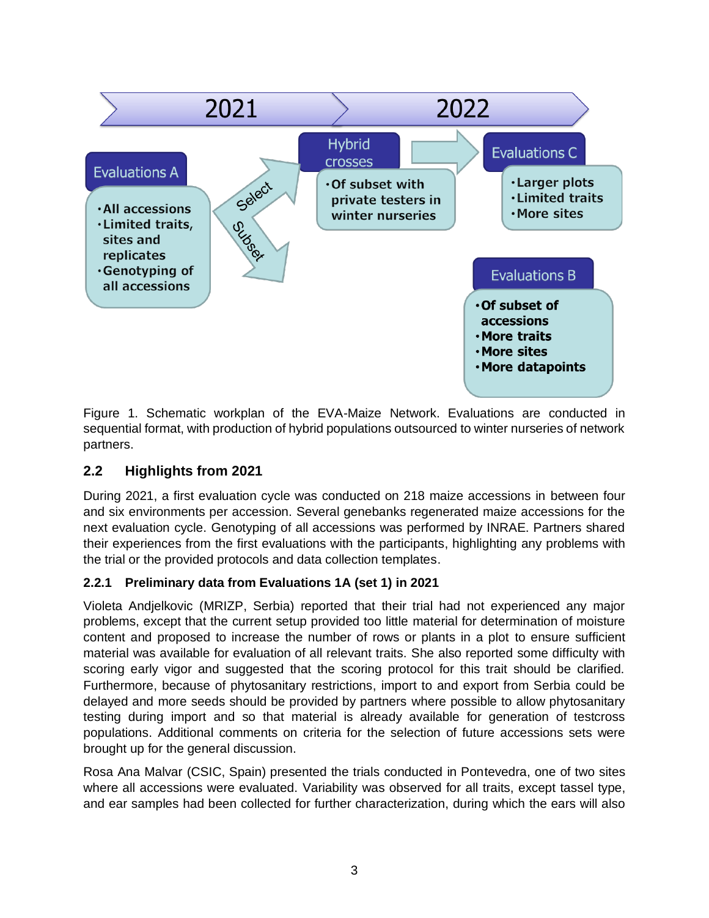**2021** → **2022**

**Evaluations A**
- All accessions
- Limited traits, sites and replicates
- Genotyping of all accessions

Select → **Hybrid crosses**
- Of subset with private testers in winter nurseries

→ **Evaluations C**
- Larger plots
- Limited traits
- More sites

Subset → **Evaluations B**
- Of subset of accessions
- More traits
- More sites
- More datapoints

Figure 1. Schematic workplan of the EVA-Maize Network. Evaluations are conducted in sequential format, with production of hybrid populations outsourced to winter nurseries of network partners.

## 2.2 Highlights from 2021

During 2021, a first evaluation cycle was conducted on 218 maize accessions in between four and six environments per accession. Several genebanks regenerated maize accessions for the next evaluation cycle. Genotyping of all accessions was performed by INRAE. Partners shared their experiences from the first evaluations with the participants, highlighting any problems with the trial or the provided protocols and data collection templates.

### 2.2.1 Preliminary data from Evaluations 1A (set 1) in 2021

Violeta Andjelkovic (MRIZP, Serbia) reported that their trial had not experienced any major problems, except that the current setup provided too little material for determination of moisture content and proposed to increase the number of rows or plants in a plot to ensure sufficient material was available for evaluation of all relevant traits. She also reported some difficulty with scoring early vigor and suggested that the scoring protocol for this trait should be clarified. Furthermore, because of phytosanitary restrictions, import to and export from Serbia could be delayed and more seeds should be provided by partners where possible to allow phytosanitary testing during import and so that material is already available for generation of testcross populations. Additional comments on criteria for the selection of future accessions sets were brought up for the general discussion.

Rosa Ana Malvar (CSIC, Spain) presented the trials conducted in Pontevedra, one of two sites where all accessions were evaluated. Variability was observed for all traits, except tassel type, and ear samples had been collected for further characterization, during which the ears will also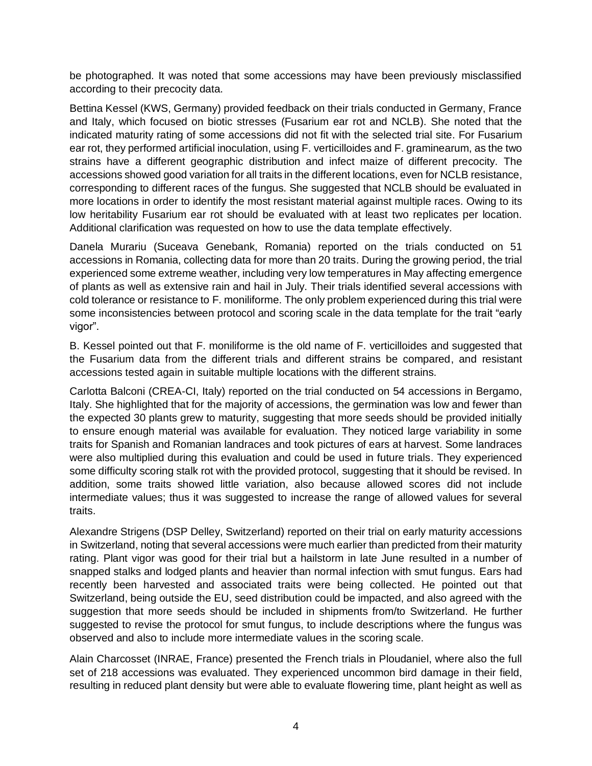be photographed. It was noted that some accessions may have been previously misclassified according to their precocity data.

Bettina Kessel (KWS, Germany) provided feedback on their trials conducted in Germany, France and Italy, which focused on biotic stresses (Fusarium ear rot and NCLB). She noted that the indicated maturity rating of some accessions did not fit with the selected trial site. For Fusarium ear rot, they performed artificial inoculation, using F. verticilloides and F. graminearum, as the two strains have a different geographic distribution and infect maize of different precocity. The accessions showed good variation for all traits in the different locations, even for NCLB resistance, corresponding to different races of the fungus. She suggested that NCLB should be evaluated in more locations in order to identify the most resistant material against multiple races. Owing to its low heritability Fusarium ear rot should be evaluated with at least two replicates per location. Additional clarification was requested on how to use the data template effectively.

Danela Murariu (Suceava Genebank, Romania) reported on the trials conducted on 51 accessions in Romania, collecting data for more than 20 traits. During the growing period, the trial experienced some extreme weather, including very low temperatures in May affecting emergence of plants as well as extensive rain and hail in July. Their trials identified several accessions with cold tolerance or resistance to F. moniliforme. The only problem experienced during this trial were some inconsistencies between protocol and scoring scale in the data template for the trait "early vigor".

B. Kessel pointed out that F. moniliforme is the old name of F. verticilloides and suggested that the Fusarium data from the different trials and different strains be compared, and resistant accessions tested again in suitable multiple locations with the different strains.

Carlotta Balconi (CREA-CI, Italy) reported on the trial conducted on 54 accessions in Bergamo, Italy. She highlighted that for the majority of accessions, the germination was low and fewer than the expected 30 plants grew to maturity, suggesting that more seeds should be provided initially to ensure enough material was available for evaluation. They noticed large variability in some traits for Spanish and Romanian landraces and took pictures of ears at harvest. Some landraces were also multiplied during this evaluation and could be used in future trials. They experienced some difficulty scoring stalk rot with the provided protocol, suggesting that it should be revised. In addition, some traits showed little variation, also because allowed scores did not include intermediate values; thus it was suggested to increase the range of allowed values for several traits.

Alexandre Strigens (DSP Delley, Switzerland) reported on their trial on early maturity accessions in Switzerland, noting that several accessions were much earlier than predicted from their maturity rating. Plant vigor was good for their trial but a hailstorm in late June resulted in a number of snapped stalks and lodged plants and heavier than normal infection with smut fungus. Ears had recently been harvested and associated traits were being collected. He pointed out that Switzerland, being outside the EU, seed distribution could be impacted, and also agreed with the suggestion that more seeds should be included in shipments from/to Switzerland. He further suggested to revise the protocol for smut fungus, to include descriptions where the fungus was observed and also to include more intermediate values in the scoring scale.

Alain Charcosset (INRAE, France) presented the French trials in Ploudaniel, where also the full set of 218 accessions was evaluated. They experienced uncommon bird damage in their field, resulting in reduced plant density but were able to evaluate flowering time, plant height as well as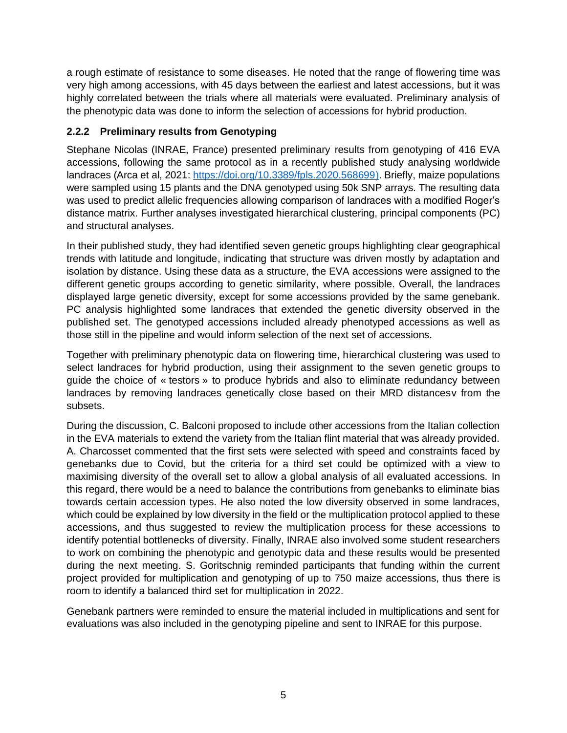a rough estimate of resistance to some diseases. He noted that the range of flowering time was very high among accessions, with 45 days between the earliest and latest accessions, but it was highly correlated between the trials where all materials were evaluated. Preliminary analysis of the phenotypic data was done to inform the selection of accessions for hybrid production.

### 2.2.2 Preliminary results from Genotyping

Stephane Nicolas (INRAE, France) presented preliminary results from genotyping of 416 EVA accessions, following the same protocol as in a recently published study analysing worldwide landraces (Arca et al, 2021: https://doi.org/10.3389/fpls.2020.568699). Briefly, maize populations were sampled using 15 plants and the DNA genotyped using 50k SNP arrays. The resulting data was used to predict allelic frequencies allowing comparison of landraces with a modified Roger's distance matrix. Further analyses investigated hierarchical clustering, principal components (PC) and structural analyses.

In their published study, they had identified seven genetic groups highlighting clear geographical trends with latitude and longitude, indicating that structure was driven mostly by adaptation and isolation by distance. Using these data as a structure, the EVA accessions were assigned to the different genetic groups according to genetic similarity, where possible. Overall, the landraces displayed large genetic diversity, except for some accessions provided by the same genebank. PC analysis highlighted some landraces that extended the genetic diversity observed in the published set. The genotyped accessions included already phenotyped accessions as well as those still in the pipeline and would inform selection of the next set of accessions.

Together with preliminary phenotypic data on flowering time, hierarchical clustering was used to select landraces for hybrid production, using their assignment to the seven genetic groups to guide the choice of « testors » to produce hybrids and also to eliminate redundancy between landraces by removing landraces genetically close based on their MRD distancesv from the subsets.

During the discussion, C. Balconi proposed to include other accessions from the Italian collection in the EVA materials to extend the variety from the Italian flint material that was already provided. A. Charcosset commented that the first sets were selected with speed and constraints faced by genebanks due to Covid, but the criteria for a third set could be optimized with a view to maximising diversity of the overall set to allow a global analysis of all evaluated accessions. In this regard, there would be a need to balance the contributions from genebanks to eliminate bias towards certain accession types. He also noted the low diversity observed in some landraces, which could be explained by low diversity in the field or the multiplication protocol applied to these accessions, and thus suggested to review the multiplication process for these accessions to identify potential bottlenecks of diversity. Finally, INRAE also involved some student researchers to work on combining the phenotypic and genotypic data and these results would be presented during the next meeting. S. Goritschnig reminded participants that funding within the current project provided for multiplication and genotyping of up to 750 maize accessions, thus there is room to identify a balanced third set for multiplication in 2022.

Genebank partners were reminded to ensure the material included in multiplications and sent for evaluations was also included in the genotyping pipeline and sent to INRAE for this purpose.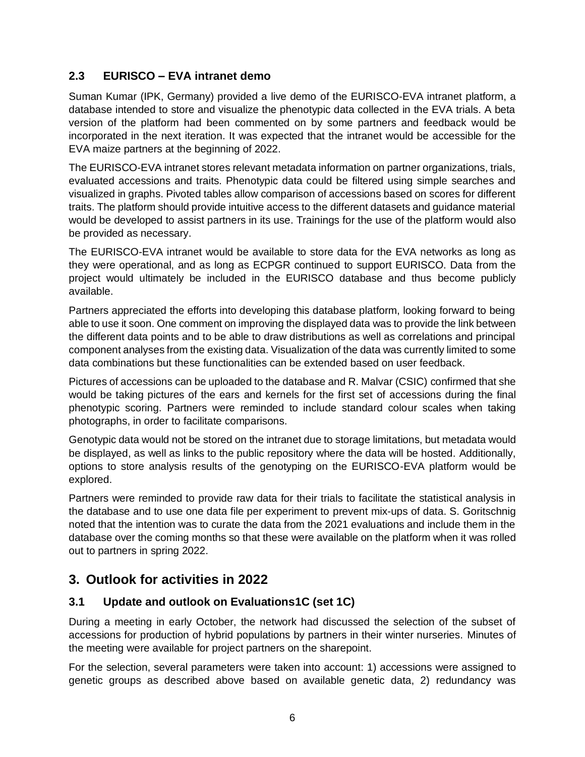### 2.3 EURISCO – EVA intranet demo

Suman Kumar (IPK, Germany) provided a live demo of the EURISCO-EVA intranet platform, a database intended to store and visualize the phenotypic data collected in the EVA trials. A beta version of the platform had been commented on by some partners and feedback would be incorporated in the next iteration. It was expected that the intranet would be accessible for the EVA maize partners at the beginning of 2022.

The EURISCO-EVA intranet stores relevant metadata information on partner organizations, trials, evaluated accessions and traits. Phenotypic data could be filtered using simple searches and visualized in graphs. Pivoted tables allow comparison of accessions based on scores for different traits. The platform should provide intuitive access to the different datasets and guidance material would be developed to assist partners in its use. Trainings for the use of the platform would also be provided as necessary.

The EURISCO-EVA intranet would be available to store data for the EVA networks as long as they were operational, and as long as ECPGR continued to support EURISCO. Data from the project would ultimately be included in the EURISCO database and thus become publicly available.

Partners appreciated the efforts into developing this database platform, looking forward to being able to use it soon. One comment on improving the displayed data was to provide the link between the different data points and to be able to draw distributions as well as correlations and principal component analyses from the existing data. Visualization of the data was currently limited to some data combinations but these functionalities can be extended based on user feedback.

Pictures of accessions can be uploaded to the database and R. Malvar (CSIC) confirmed that she would be taking pictures of the ears and kernels for the first set of accessions during the final phenotypic scoring. Partners were reminded to include standard colour scales when taking photographs, in order to facilitate comparisons.

Genotypic data would not be stored on the intranet due to storage limitations, but metadata would be displayed, as well as links to the public repository where the data will be hosted. Additionally, options to store analysis results of the genotyping on the EURISCO-EVA platform would be explored.

Partners were reminded to provide raw data for their trials to facilitate the statistical analysis in the database and to use one data file per experiment to prevent mix-ups of data. S. Goritschnig noted that the intention was to curate the data from the 2021 evaluations and include them in the database over the coming months so that these were available on the platform when it was rolled out to partners in spring 2022.

## 3. Outlook for activities in 2022

### 3.1 Update and outlook on Evaluations1C (set 1C)

During a meeting in early October, the network had discussed the selection of the subset of accessions for production of hybrid populations by partners in their winter nurseries. Minutes of the meeting were available for project partners on the sharepoint.

For the selection, several parameters were taken into account: 1) accessions were assigned to genetic groups as described above based on available genetic data, 2) redundancy was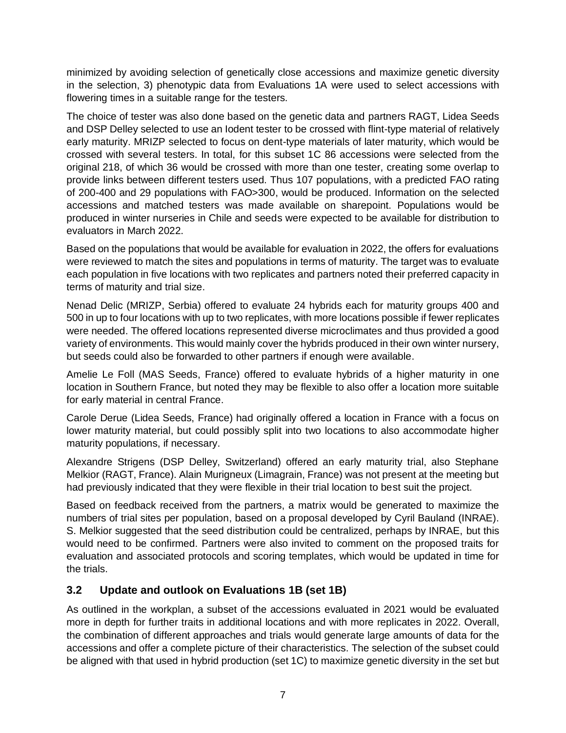minimized by avoiding selection of genetically close accessions and maximize genetic diversity in the selection, 3) phenotypic data from Evaluations 1A were used to select accessions with flowering times in a suitable range for the testers.

The choice of tester was also done based on the genetic data and partners RAGT, Lidea Seeds and DSP Delley selected to use an Iodent tester to be crossed with flint-type material of relatively early maturity. MRIZP selected to focus on dent-type materials of later maturity, which would be crossed with several testers. In total, for this subset 1C 86 accessions were selected from the original 218, of which 36 would be crossed with more than one tester, creating some overlap to provide links between different testers used. Thus 107 populations, with a predicted FAO rating of 200-400 and 29 populations with FAO>300, would be produced. Information on the selected accessions and matched testers was made available on sharepoint. Populations would be produced in winter nurseries in Chile and seeds were expected to be available for distribution to evaluators in March 2022.

Based on the populations that would be available for evaluation in 2022, the offers for evaluations were reviewed to match the sites and populations in terms of maturity. The target was to evaluate each population in five locations with two replicates and partners noted their preferred capacity in terms of maturity and trial size.

Nenad Delic (MRIZP, Serbia) offered to evaluate 24 hybrids each for maturity groups 400 and 500 in up to four locations with up to two replicates, with more locations possible if fewer replicates were needed. The offered locations represented diverse microclimates and thus provided a good variety of environments. This would mainly cover the hybrids produced in their own winter nursery, but seeds could also be forwarded to other partners if enough were available.

Amelie Le Foll (MAS Seeds, France) offered to evaluate hybrids of a higher maturity in one location in Southern France, but noted they may be flexible to also offer a location more suitable for early material in central France.

Carole Derue (Lidea Seeds, France) had originally offered a location in France with a focus on lower maturity material, but could possibly split into two locations to also accommodate higher maturity populations, if necessary.

Alexandre Strigens (DSP Delley, Switzerland) offered an early maturity trial, also Stephane Melkior (RAGT, France). Alain Murigneux (Limagrain, France) was not present at the meeting but had previously indicated that they were flexible in their trial location to best suit the project.

Based on feedback received from the partners, a matrix would be generated to maximize the numbers of trial sites per population, based on a proposal developed by Cyril Bauland (INRAE). S. Melkior suggested that the seed distribution could be centralized, perhaps by INRAE, but this would need to be confirmed. Partners were also invited to comment on the proposed traits for evaluation and associated protocols and scoring templates, which would be updated in time for the trials.

### 3.2 Update and outlook on Evaluations 1B (set 1B)

As outlined in the workplan, a subset of the accessions evaluated in 2021 would be evaluated more in depth for further traits in additional locations and with more replicates in 2022. Overall, the combination of different approaches and trials would generate large amounts of data for the accessions and offer a complete picture of their characteristics. The selection of the subset could be aligned with that used in hybrid production (set 1C) to maximize genetic diversity in the set but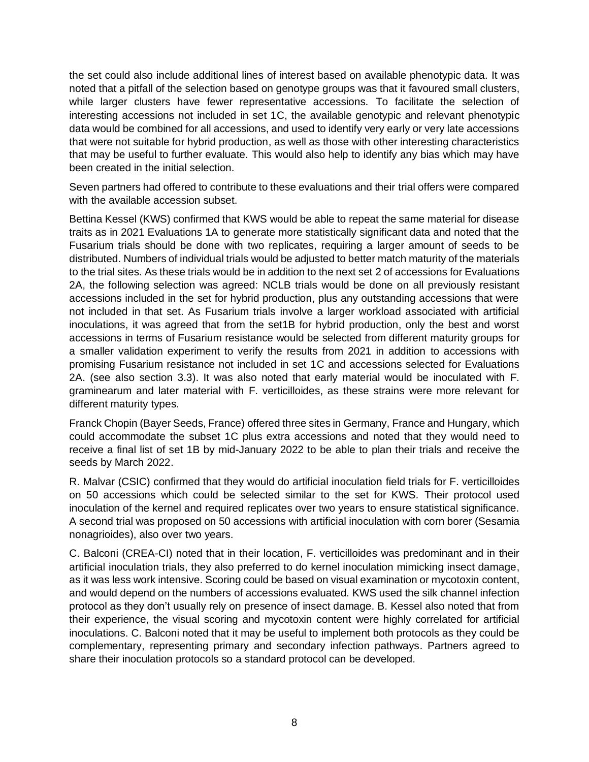the set could also include additional lines of interest based on available phenotypic data. It was noted that a pitfall of the selection based on genotype groups was that it favoured small clusters, while larger clusters have fewer representative accessions. To facilitate the selection of interesting accessions not included in set 1C, the available genotypic and relevant phenotypic data would be combined for all accessions, and used to identify very early or very late accessions that were not suitable for hybrid production, as well as those with other interesting characteristics that may be useful to further evaluate. This would also help to identify any bias which may have been created in the initial selection.

Seven partners had offered to contribute to these evaluations and their trial offers were compared with the available accession subset.

Bettina Kessel (KWS) confirmed that KWS would be able to repeat the same material for disease traits as in 2021 Evaluations 1A to generate more statistically significant data and noted that the Fusarium trials should be done with two replicates, requiring a larger amount of seeds to be distributed. Numbers of individual trials would be adjusted to better match maturity of the materials to the trial sites. As these trials would be in addition to the next set 2 of accessions for Evaluations 2A, the following selection was agreed: NCLB trials would be done on all previously resistant accessions included in the set for hybrid production, plus any outstanding accessions that were not included in that set. As Fusarium trials involve a larger workload associated with artificial inoculations, it was agreed that from the set1B for hybrid production, only the best and worst accessions in terms of Fusarium resistance would be selected from different maturity groups for a smaller validation experiment to verify the results from 2021 in addition to accessions with promising Fusarium resistance not included in set 1C and accessions selected for Evaluations 2A. (see also section 3.3). It was also noted that early material would be inoculated with F. graminearum and later material with F. verticilloides, as these strains were more relevant for different maturity types.

Franck Chopin (Bayer Seeds, France) offered three sites in Germany, France and Hungary, which could accommodate the subset 1C plus extra accessions and noted that they would need to receive a final list of set 1B by mid-January 2022 to be able to plan their trials and receive the seeds by March 2022.

R. Malvar (CSIC) confirmed that they would do artificial inoculation field trials for F. verticilloides on 50 accessions which could be selected similar to the set for KWS. Their protocol used inoculation of the kernel and required replicates over two years to ensure statistical significance. A second trial was proposed on 50 accessions with artificial inoculation with corn borer (Sesamia nonagrioides), also over two years.

C. Balconi (CREA-CI) noted that in their location, F. verticilloides was predominant and in their artificial inoculation trials, they also preferred to do kernel inoculation mimicking insect damage, as it was less work intensive. Scoring could be based on visual examination or mycotoxin content, and would depend on the numbers of accessions evaluated. KWS used the silk channel infection protocol as they don't usually rely on presence of insect damage. B. Kessel also noted that from their experience, the visual scoring and mycotoxin content were highly correlated for artificial inoculations. C. Balconi noted that it may be useful to implement both protocols as they could be complementary, representing primary and secondary infection pathways. Partners agreed to share their inoculation protocols so a standard protocol can be developed.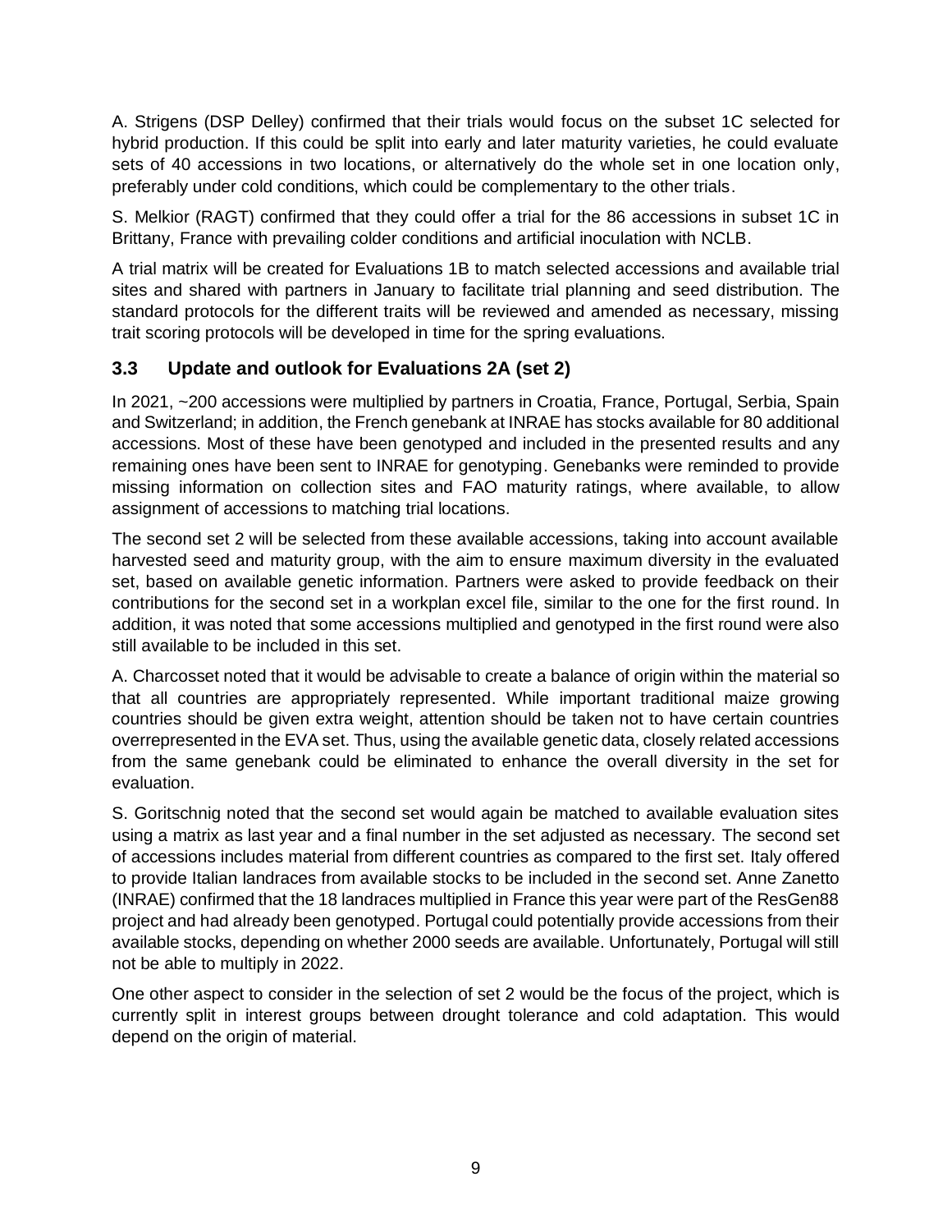A. Strigens (DSP Delley) confirmed that their trials would focus on the subset 1C selected for hybrid production. If this could be split into early and later maturity varieties, he could evaluate sets of 40 accessions in two locations, or alternatively do the whole set in one location only, preferably under cold conditions, which could be complementary to the other trials.

S. Melkior (RAGT) confirmed that they could offer a trial for the 86 accessions in subset 1C in Brittany, France with prevailing colder conditions and artificial inoculation with NCLB.

A trial matrix will be created for Evaluations 1B to match selected accessions and available trial sites and shared with partners in January to facilitate trial planning and seed distribution. The standard protocols for the different traits will be reviewed and amended as necessary, missing trait scoring protocols will be developed in time for the spring evaluations.

### 3.3 Update and outlook for Evaluations 2A (set 2)

In 2021, ~200 accessions were multiplied by partners in Croatia, France, Portugal, Serbia, Spain and Switzerland; in addition, the French genebank at INRAE has stocks available for 80 additional accessions. Most of these have been genotyped and included in the presented results and any remaining ones have been sent to INRAE for genotyping. Genebanks were reminded to provide missing information on collection sites and FAO maturity ratings, where available, to allow assignment of accessions to matching trial locations.

The second set 2 will be selected from these available accessions, taking into account available harvested seed and maturity group, with the aim to ensure maximum diversity in the evaluated set, based on available genetic information. Partners were asked to provide feedback on their contributions for the second set in a workplan excel file, similar to the one for the first round. In addition, it was noted that some accessions multiplied and genotyped in the first round were also still available to be included in this set.

A. Charcosset noted that it would be advisable to create a balance of origin within the material so that all countries are appropriately represented. While important traditional maize growing countries should be given extra weight, attention should be taken not to have certain countries overrepresented in the EVA set. Thus, using the available genetic data, closely related accessions from the same genebank could be eliminated to enhance the overall diversity in the set for evaluation.

S. Goritschnig noted that the second set would again be matched to available evaluation sites using a matrix as last year and a final number in the set adjusted as necessary. The second set of accessions includes material from different countries as compared to the first set. Italy offered to provide Italian landraces from available stocks to be included in the second set. Anne Zanetto (INRAE) confirmed that the 18 landraces multiplied in France this year were part of the ResGen88 project and had already been genotyped. Portugal could potentially provide accessions from their available stocks, depending on whether 2000 seeds are available. Unfortunately, Portugal will still not be able to multiply in 2022.

One other aspect to consider in the selection of set 2 would be the focus of the project, which is currently split in interest groups between drought tolerance and cold adaptation. This would depend on the origin of material.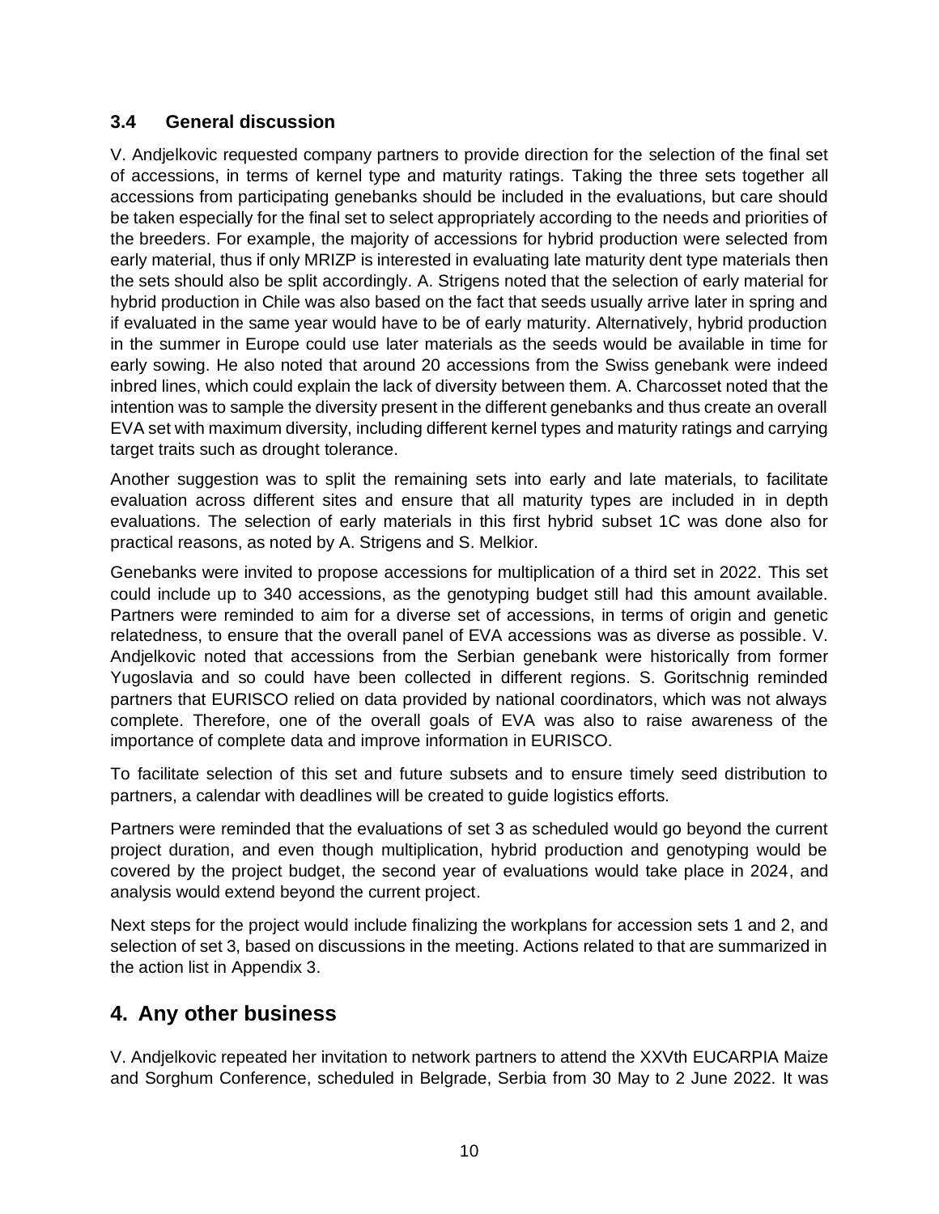### 3.4 General discussion

V. Andjelkovic requested company partners to provide direction for the selection of the final set of accessions, in terms of kernel type and maturity ratings. Taking the three sets together all accessions from participating genebanks should be included in the evaluations, but care should be taken especially for the final set to select appropriately according to the needs and priorities of the breeders. For example, the majority of accessions for hybrid production were selected from early material, thus if only MRIZP is interested in evaluating late maturity dent type materials then the sets should also be split accordingly. A. Strigens noted that the selection of early material for hybrid production in Chile was also based on the fact that seeds usually arrive later in spring and if evaluated in the same year would have to be of early maturity. Alternatively, hybrid production in the summer in Europe could use later materials as the seeds would be available in time for early sowing. He also noted that around 20 accessions from the Swiss genebank were indeed inbred lines, which could explain the lack of diversity between them. A. Charcosset noted that the intention was to sample the diversity present in the different genebanks and thus create an overall EVA set with maximum diversity, including different kernel types and maturity ratings and carrying target traits such as drought tolerance.

Another suggestion was to split the remaining sets into early and late materials, to facilitate evaluation across different sites and ensure that all maturity types are included in in depth evaluations. The selection of early materials in this first hybrid subset 1C was done also for practical reasons, as noted by A. Strigens and S. Melkior.

Genebanks were invited to propose accessions for multiplication of a third set in 2022. This set could include up to 340 accessions, as the genotyping budget still had this amount available. Partners were reminded to aim for a diverse set of accessions, in terms of origin and genetic relatedness, to ensure that the overall panel of EVA accessions was as diverse as possible. V. Andjelkovic noted that accessions from the Serbian genebank were historically from former Yugoslavia and so could have been collected in different regions. S. Goritschnig reminded partners that EURISCO relied on data provided by national coordinators, which was not always complete. Therefore, one of the overall goals of EVA was also to raise awareness of the importance of complete data and improve information in EURISCO.

To facilitate selection of this set and future subsets and to ensure timely seed distribution to partners, a calendar with deadlines will be created to guide logistics efforts.

Partners were reminded that the evaluations of set 3 as scheduled would go beyond the current project duration, and even though multiplication, hybrid production and genotyping would be covered by the project budget, the second year of evaluations would take place in 2024, and analysis would extend beyond the current project.

Next steps for the project would include finalizing the workplans for accession sets 1 and 2, and selection of set 3, based on discussions in the meeting. Actions related to that are summarized in the action list in Appendix 3.

## 4. Any other business

V. Andjelkovic repeated her invitation to network partners to attend the XXVth EUCARPIA Maize and Sorghum Conference, scheduled in Belgrade, Serbia from 30 May to 2 June 2022. It was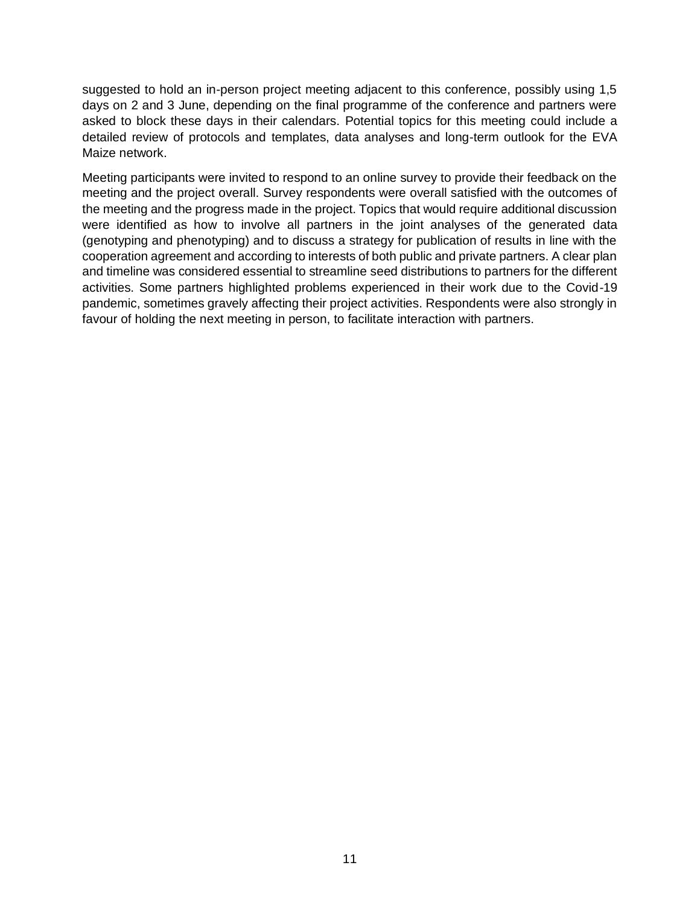suggested to hold an in-person project meeting adjacent to this conference, possibly using 1,5 days on 2 and 3 June, depending on the final programme of the conference and partners were asked to block these days in their calendars. Potential topics for this meeting could include a detailed review of protocols and templates, data analyses and long-term outlook for the EVA Maize network.

Meeting participants were invited to respond to an online survey to provide their feedback on the meeting and the project overall. Survey respondents were overall satisfied with the outcomes of the meeting and the progress made in the project. Topics that would require additional discussion were identified as how to involve all partners in the joint analyses of the generated data (genotyping and phenotyping) and to discuss a strategy for publication of results in line with the cooperation agreement and according to interests of both public and private partners. A clear plan and timeline was considered essential to streamline seed distributions to partners for the different activities. Some partners highlighted problems experienced in their work due to the Covid-19 pandemic, sometimes gravely affecting their project activities. Respondents were also strongly in favour of holding the next meeting in person, to facilitate interaction with partners.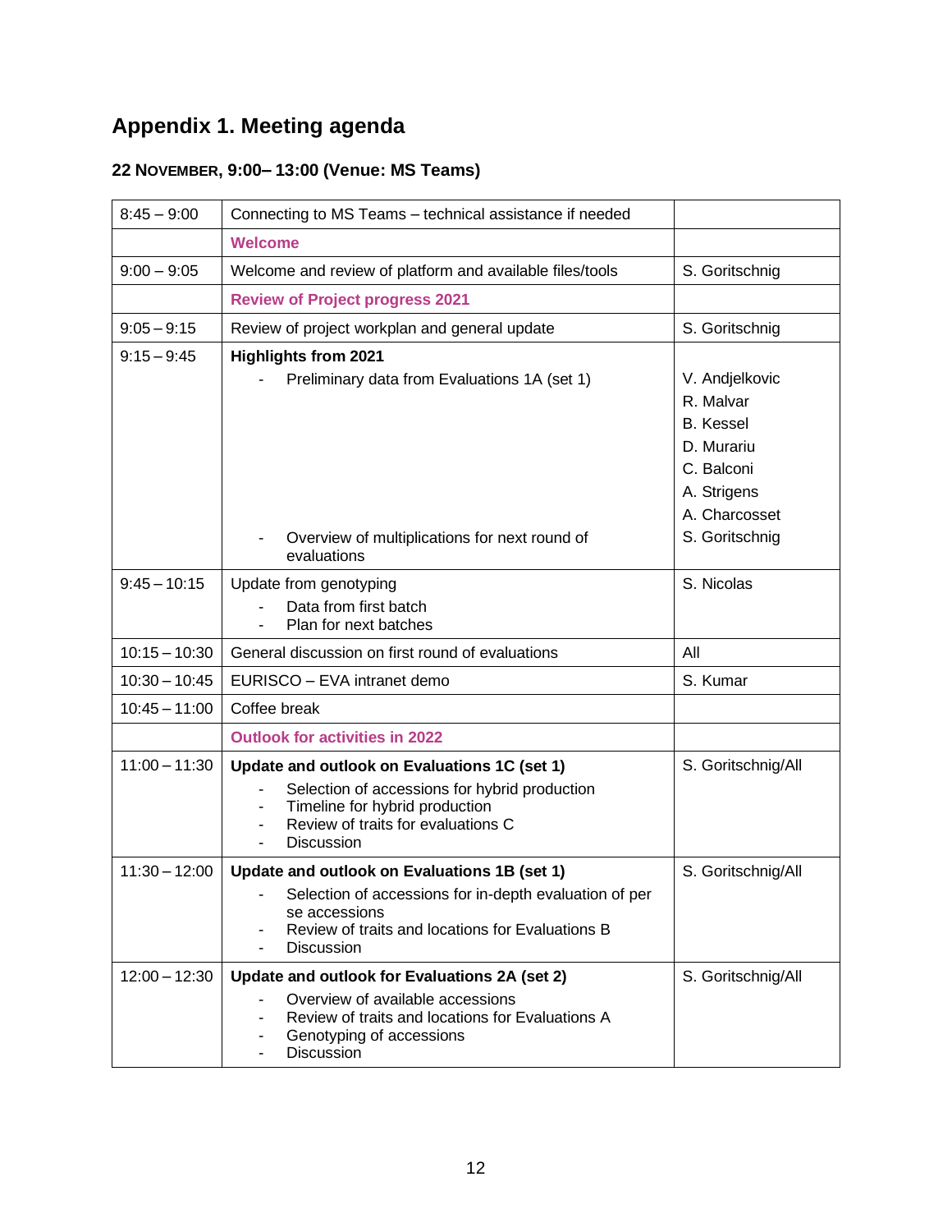# Appendix 1. Meeting agenda

## 22 November, 9:00– 13:00 (Venue: MS Teams)

| | | |
|---|---|---|
| 8:45 – 9:00 | Connecting to MS Teams – technical assistance if needed | |
| | **Welcome** | |
| 9:00 – 9:05 | Welcome and review of platform and available files/tools | S. Goritschnig |
| | **Review of Project progress 2021** | |
| 9:05 – 9:15 | Review of project workplan and general update | S. Goritschnig |
| 9:15 – 9:45 | **Highlights from 2021**<br>- Preliminary data from Evaluations 1A (set 1)<br><br><br><br><br><br><br>- Overview of multiplications for next round of evaluations | V. Andjelkovic<br>R. Malvar<br>B. Kessel<br>D. Murariu<br>C. Balconi<br>A. Strigens<br>A. Charcosset<br>S. Goritschnig |
| 9:45 – 10:15 | Update from genotyping<br>- Data from first batch<br>- Plan for next batches | S. Nicolas |
| 10:15 – 10:30 | General discussion on first round of evaluations | All |
| 10:30 – 10:45 | EURISCO – EVA intranet demo | S. Kumar |
| 10:45 – 11:00 | Coffee break | |
| | **Outlook for activities in 2022** | |
| 11:00 – 11:30 | **Update and outlook on Evaluations 1C (set 1)**<br>- Selection of accessions for hybrid production<br>- Timeline for hybrid production<br>- Review of traits for evaluations C<br>- Discussion | S. Goritschnig/All |
| 11:30 – 12:00 | **Update and outlook on Evaluations 1B (set 1)**<br>- Selection of accessions for in-depth evaluation of per se accessions<br>- Review of traits and locations for Evaluations B<br>- Discussion | S. Goritschnig/All |
| 12:00 – 12:30 | **Update and outlook for Evaluations 2A (set 2)**<br>- Overview of available accessions<br>- Review of traits and locations for Evaluations A<br>- Genotyping of accessions<br>- Discussion | S. Goritschnig/All |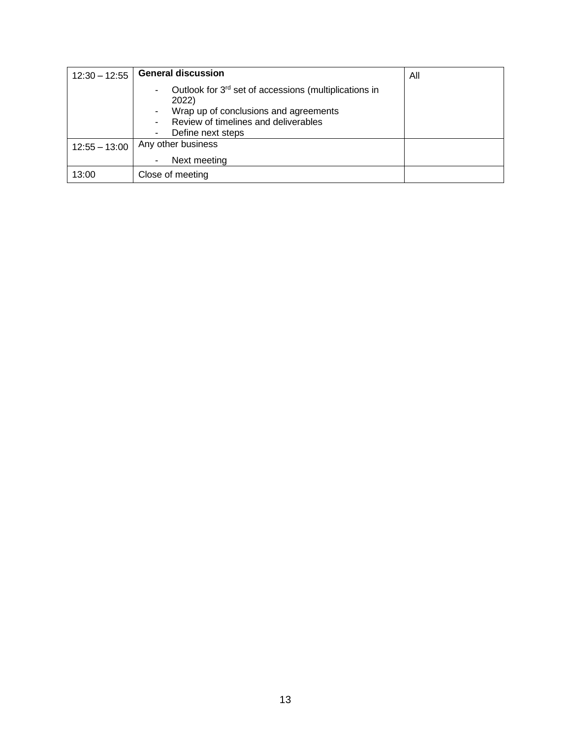| 12:30 – 12:55 | **General discussion**<br>- Outlook for 3rd set of accessions (multiplications in 2022)<br>- Wrap up of conclusions and agreements<br>- Review of timelines and deliverables<br>- Define next steps | All |
|---|---|---|
| 12:55 – 13:00 | Any other business<br>- Next meeting | |
| 13:00 | Close of meeting | |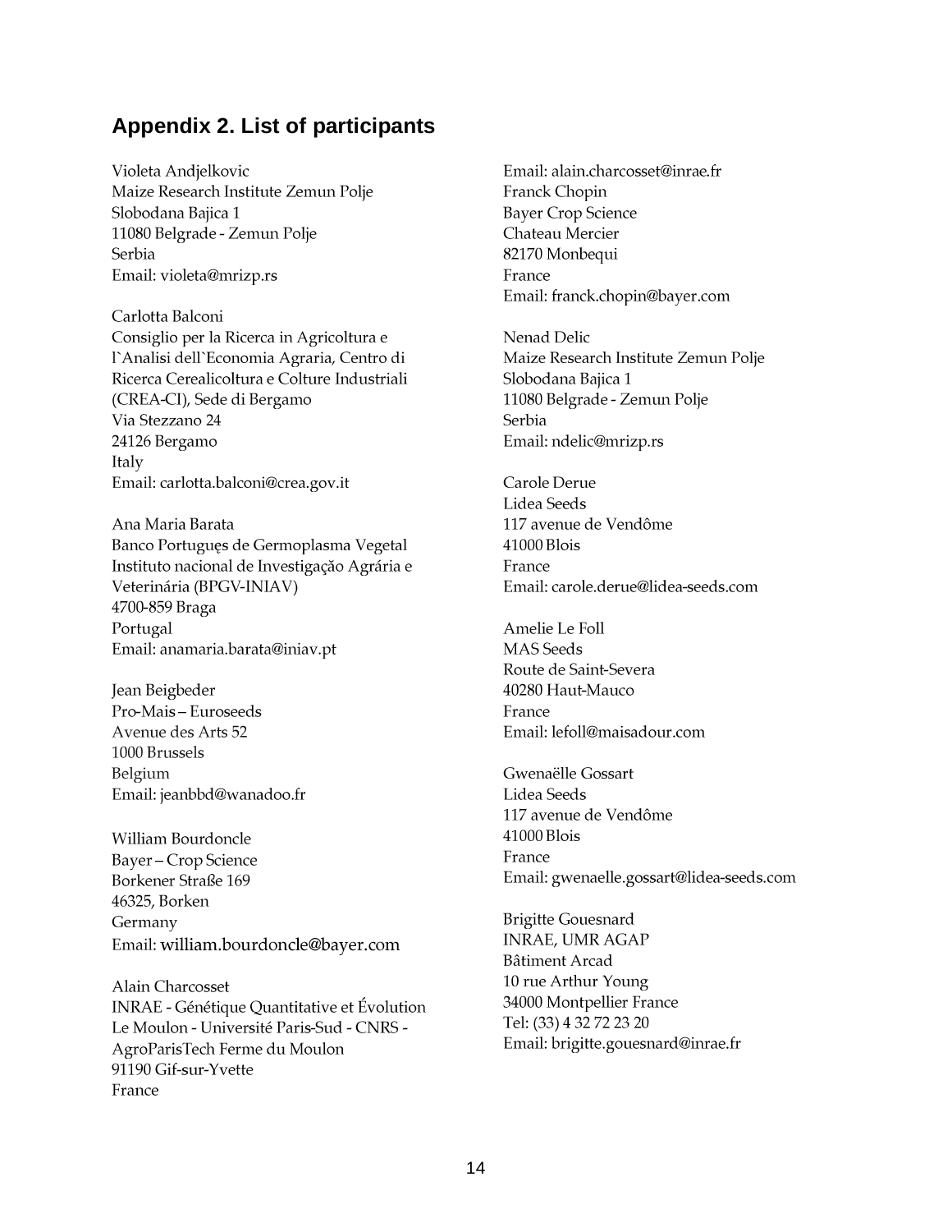## Appendix 2. List of participants

Violeta Andjelkovic
Maize Research Institute Zemun Polje
Slobodana Bajica 1
11080 Belgrade - Zemun Polje
Serbia
Email: violeta@mrizp.rs

Carlotta Balconi
Consiglio per la Ricerca in Agricoltura e l`Analisi dell`Economia Agraria, Centro di Ricerca Cerealicoltura e Colture Industriali (CREA-CI), Sede di Bergamo
Via Stezzano 24
24126 Bergamo
Italy
Email: carlotta.balconi@crea.gov.it

Ana Maria Barata
Banco Portugueş de Germoplasma Vegetal Instituto nacional de Investigação Agrária e Veterinária (BPGV-INIAV)
4700-859 Braga
Portugal
Email: anamaria.barata@iniav.pt

Jean Beigbeder
Pro-Mais – Euroseeds
Avenue des Arts 52
1000 Brussels
Belgium
Email: jeanbbd@wanadoo.fr

William Bourdoncle
Bayer – Crop Science
Borkener Straße 169
46325, Borken
Germany
Email: william.bourdoncle@bayer.com

Alain Charcosset
INRAE - Génétique Quantitative et Évolution
Le Moulon - Université Paris-Sud - CNRS - AgroParisTech Ferme du Moulon
91190 Gif-sur-Yvette
France
Email: alain.charcosset@inrae.fr

Franck Chopin
Bayer Crop Science
Chateau Mercier
82170 Monbequi
France
Email: franck.chopin@bayer.com

Nenad Delic
Maize Research Institute Zemun Polje
Slobodana Bajica 1
11080 Belgrade - Zemun Polje
Serbia
Email: ndelic@mrizp.rs

Carole Derue
Lidea Seeds
117 avenue de Vendôme
41000 Blois
France
Email: carole.derue@lidea-seeds.com

Amelie Le Foll
MAS Seeds
Route de Saint-Severa
40280 Haut-Mauco
France
Email: lefoll@maisadour.com

Gwenaëlle Gossart
Lidea Seeds
117 avenue de Vendôme
41000 Blois
France
Email: gwenaelle.gossart@lidea-seeds.com

Brigitte Gouesnard
INRAE, UMR AGAP
Bâtiment Arcad
10 rue Arthur Young
34000 Montpellier France
Tel: (33) 4 32 72 23 20
Email: brigitte.gouesnard@inrae.fr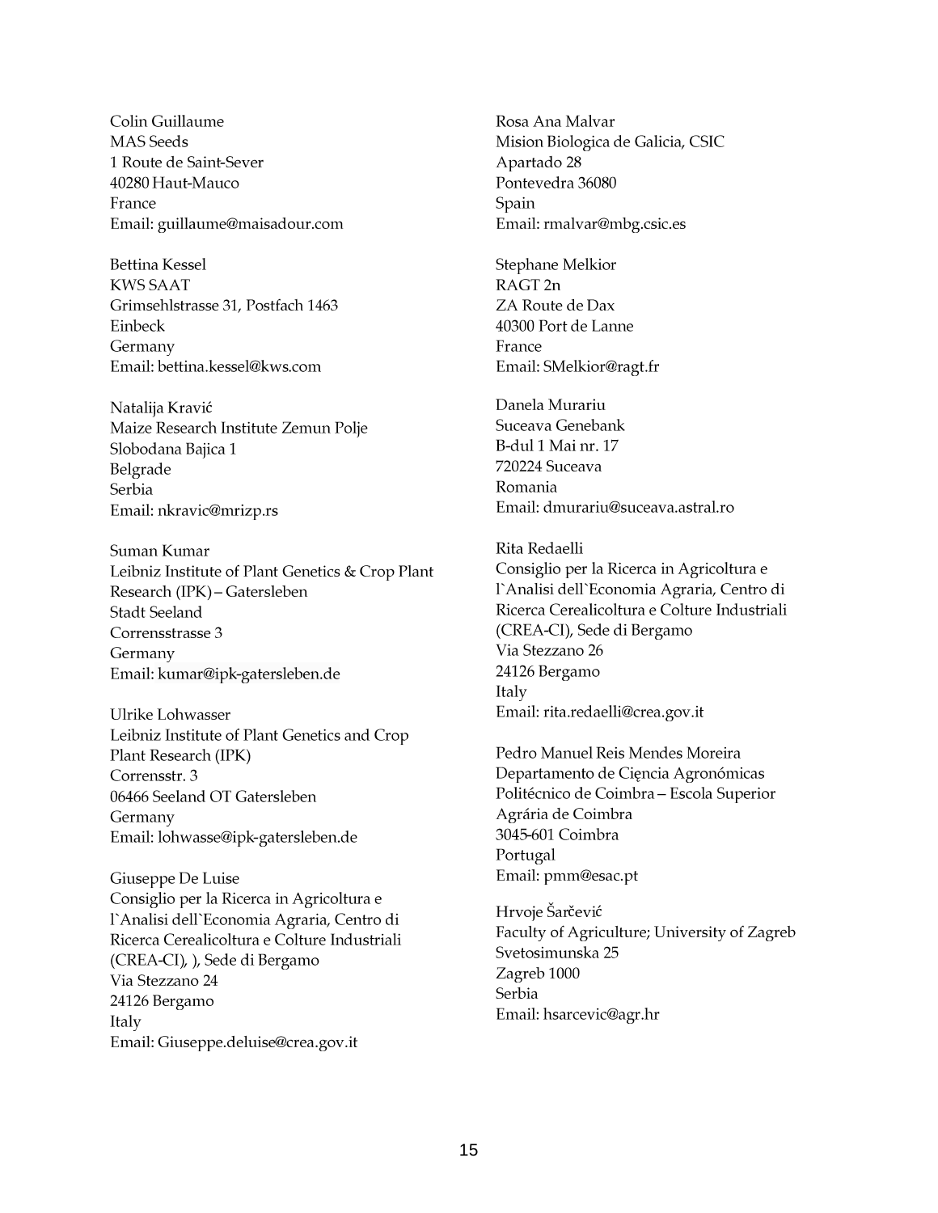Colin Guillaume
MAS Seeds
1 Route de Saint-Sever
40280 Haut-Mauco
France
Email: guillaume@maisadour.com

Bettina Kessel
KWS SAAT
Grimsehlstrasse 31, Postfach 1463
Einbeck
Germany
Email: bettina.kessel@kws.com

Natalija Kravić
Maize Research Institute Zemun Polje
Slobodana Bajica 1
Belgrade
Serbia
Email: nkravic@mrizp.rs

Suman Kumar
Leibniz Institute of Plant Genetics & Crop Plant Research (IPK) – Gatersleben
Stadt Seeland
Corrensstrasse 3
Germany
Email: kumar@ipk-gatersleben.de

Ulrike Lohwasser
Leibniz Institute of Plant Genetics and Crop Plant Research (IPK)
Corrensstr. 3
06466 Seeland OT Gatersleben
Germany
Email: lohwasse@ipk-gatersleben.de

Giuseppe De Luise
Consiglio per la Ricerca in Agricoltura e l`Analisi dell`Economia Agraria, Centro di Ricerca Cerealicoltura e Colture Industriali (CREA-CI), ), Sede di Bergamo
Via Stezzano 24
24126 Bergamo
Italy
Email: Giuseppe.deluise@crea.gov.it

Rosa Ana Malvar
Mision Biologica de Galicia, CSIC
Apartado 28
Pontevedra 36080
Spain
Email: rmalvar@mbg.csic.es

Stephane Melkior
RAGT 2n
ZA Route de Dax
40300 Port de Lanne
France
Email: SMelkior@ragt.fr

Danela Murariu
Suceava Genebank
B-dul 1 Mai nr. 17
720224 Suceava
Romania
Email: dmurariu@suceava.astral.ro

Rita Redaelli
Consiglio per la Ricerca in Agricoltura e l`Analisi dell`Economia Agraria, Centro di Ricerca Cerealicoltura e Colture Industriali (CREA-CI), Sede di Bergamo
Via Stezzano 26
24126 Bergamo
Italy
Email: rita.redaelli@crea.gov.it

Pedro Manuel Reis Mendes Moreira
Departamento de Ciȩncia Agronómicas
Politécnico de Coimbra – Escola Superior Agrária de Coimbra
3045-601 Coimbra
Portugal
Email: pmm@esac.pt

Hrvoje Šarčević
Faculty of Agriculture; University of Zagreb
Svetosimunska 25
Zagreb 1000
Serbia
Email: hsarcevic@agr.hr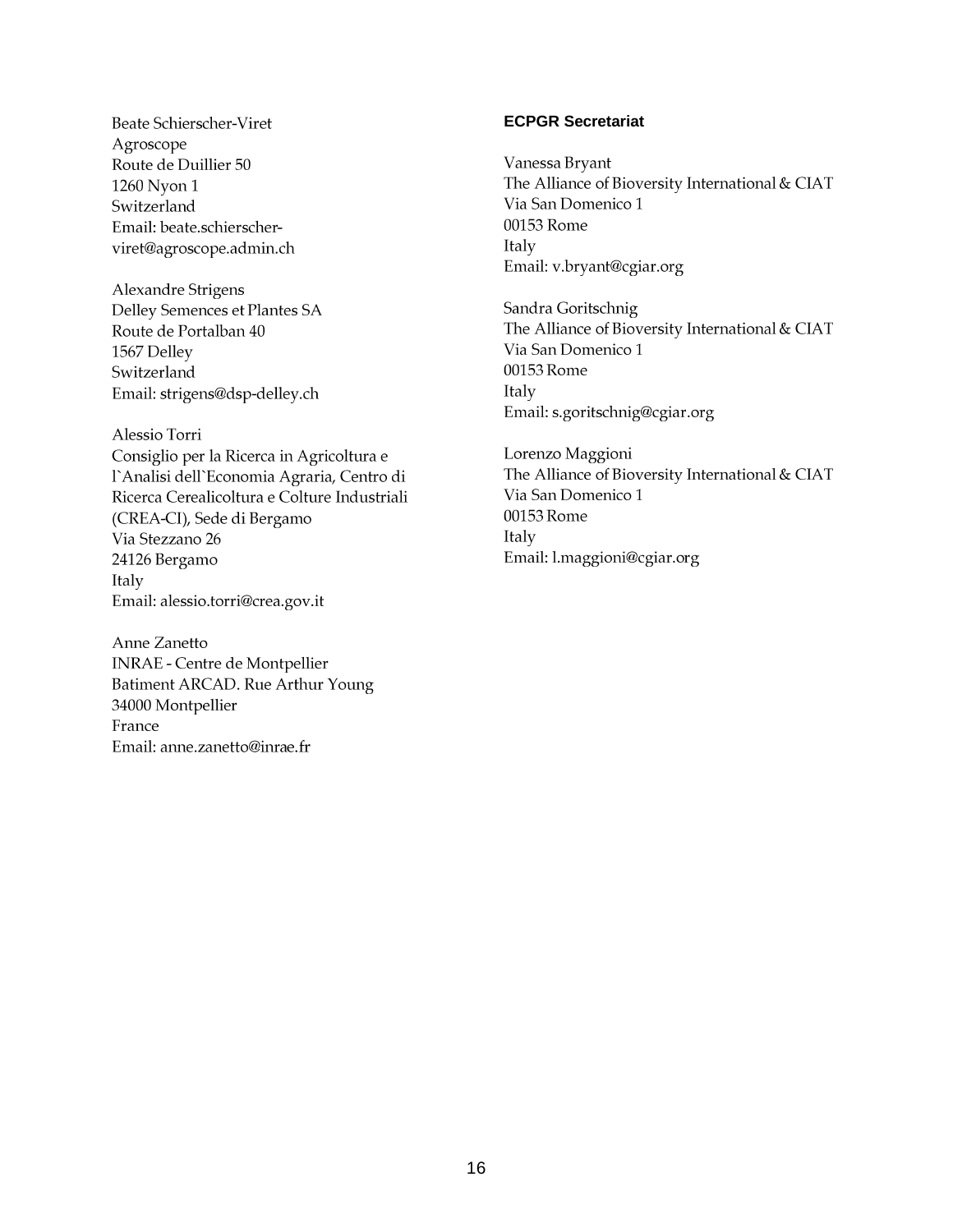Beate Schierscher-Viret
Agroscope
Route de Duillier 50
1260 Nyon 1
Switzerland
Email: beate.schierscher-viret@agroscope.admin.ch

Alexandre Strigens
Delley Semences et Plantes SA
Route de Portalban 40
1567 Delley
Switzerland
Email: strigens@dsp-delley.ch

Alessio Torri
Consiglio per la Ricerca in Agricoltura e l`Analisi dell`Economia Agraria, Centro di Ricerca Cerealicoltura e Colture Industriali (CREA-CI), Sede di Bergamo
Via Stezzano 26
24126 Bergamo
Italy
Email: alessio.torri@crea.gov.it

Anne Zanetto
INRAE - Centre de Montpellier
Batiment ARCAD. Rue Arthur Young
34000 Montpellier
France
Email: anne.zanetto@inrae.fr

**ECPGR Secretariat**

Vanessa Bryant
The Alliance of Bioversity International & CIAT
Via San Domenico 1
00153 Rome
Italy
Email: v.bryant@cgiar.org

Sandra Goritschnig
The Alliance of Bioversity International & CIAT
Via San Domenico 1
00153 Rome
Italy
Email: s.goritschnig@cgiar.org

Lorenzo Maggioni
The Alliance of Bioversity International & CIAT
Via San Domenico 1
00153 Rome
Italy
Email: l.maggioni@cgiar.org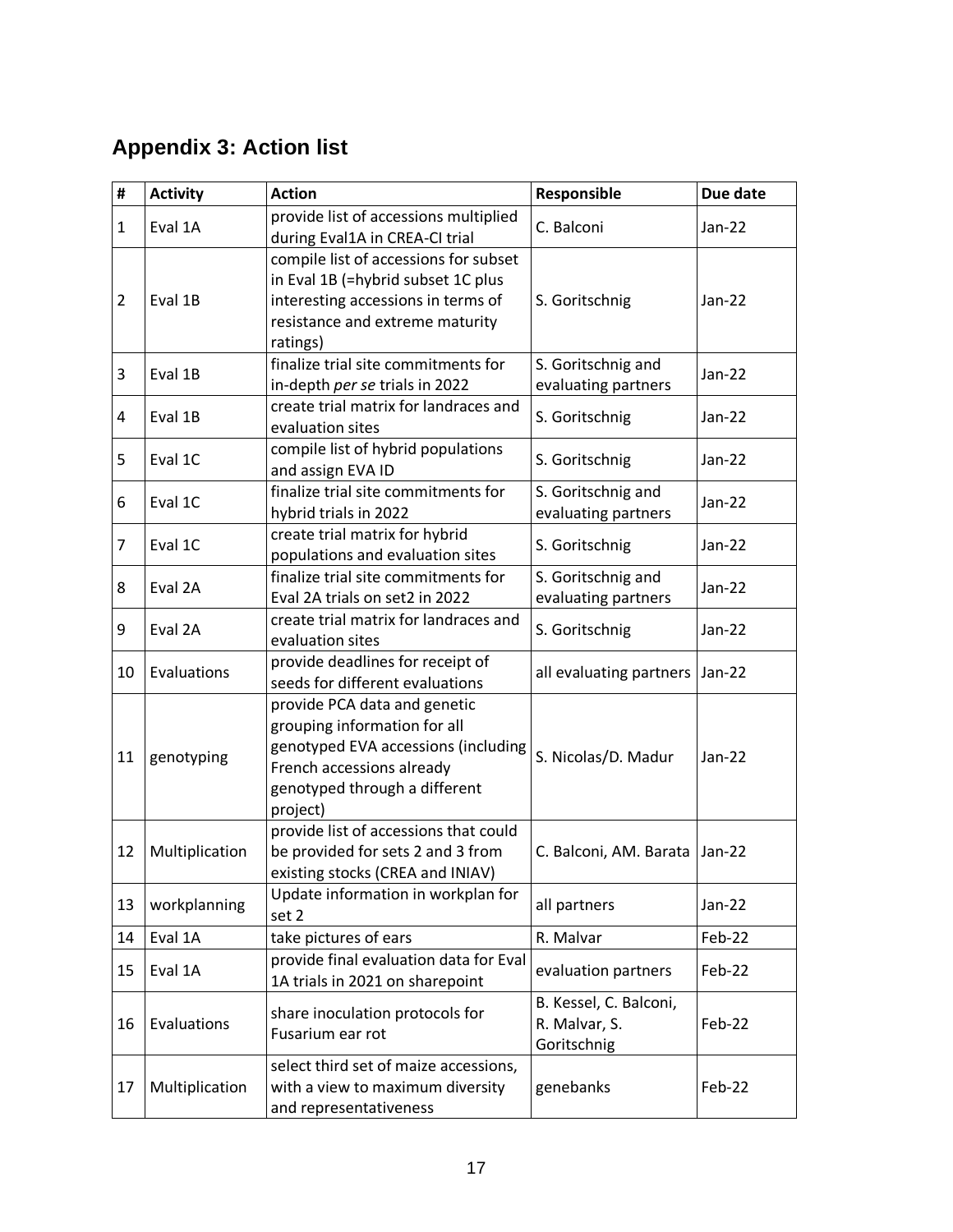## Appendix 3: Action list

| # | Activity | Action | Responsible | Due date |
|---|---|---|---|---|
| 1 | Eval 1A | provide list of accessions multiplied during Eval1A in CREA-CI trial | C. Balconi | Jan-22 |
| 2 | Eval 1B | compile list of accessions for subset in Eval 1B (=hybrid subset 1C plus interesting accessions in terms of resistance and extreme maturity ratings) | S. Goritschnig | Jan-22 |
| 3 | Eval 1B | finalize trial site commitments for in-depth *per se* trials in 2022 | S. Goritschnig and evaluating partners | Jan-22 |
| 4 | Eval 1B | create trial matrix for landraces and evaluation sites | S. Goritschnig | Jan-22 |
| 5 | Eval 1C | compile list of hybrid populations and assign EVA ID | S. Goritschnig | Jan-22 |
| 6 | Eval 1C | finalize trial site commitments for hybrid trials in 2022 | S. Goritschnig and evaluating partners | Jan-22 |
| 7 | Eval 1C | create trial matrix for hybrid populations and evaluation sites | S. Goritschnig | Jan-22 |
| 8 | Eval 2A | finalize trial site commitments for Eval 2A trials on set2 in 2022 | S. Goritschnig and evaluating partners | Jan-22 |
| 9 | Eval 2A | create trial matrix for landraces and evaluation sites | S. Goritschnig | Jan-22 |
| 10 | Evaluations | provide deadlines for receipt of seeds for different evaluations | all evaluating partners | Jan-22 |
| 11 | genotyping | provide PCA data and genetic grouping information for all genotyped EVA accessions (including French accessions already genotyped through a different project) | S. Nicolas/D. Madur | Jan-22 |
| 12 | Multiplication | provide list of accessions that could be provided for sets 2 and 3 from existing stocks (CREA and INIAV) | C. Balconi, AM. Barata | Jan-22 |
| 13 | workplanning | Update information in workplan for set 2 | all partners | Jan-22 |
| 14 | Eval 1A | take pictures of ears | R. Malvar | Feb-22 |
| 15 | Eval 1A | provide final evaluation data for Eval 1A trials in 2021 on sharepoint | evaluation partners | Feb-22 |
| 16 | Evaluations | share inoculation protocols for Fusarium ear rot | B. Kessel, C. Balconi, R. Malvar, S. Goritschnig | Feb-22 |
| 17 | Multiplication | select third set of maize accessions, with a view to maximum diversity and representativeness | genebanks | Feb-22 |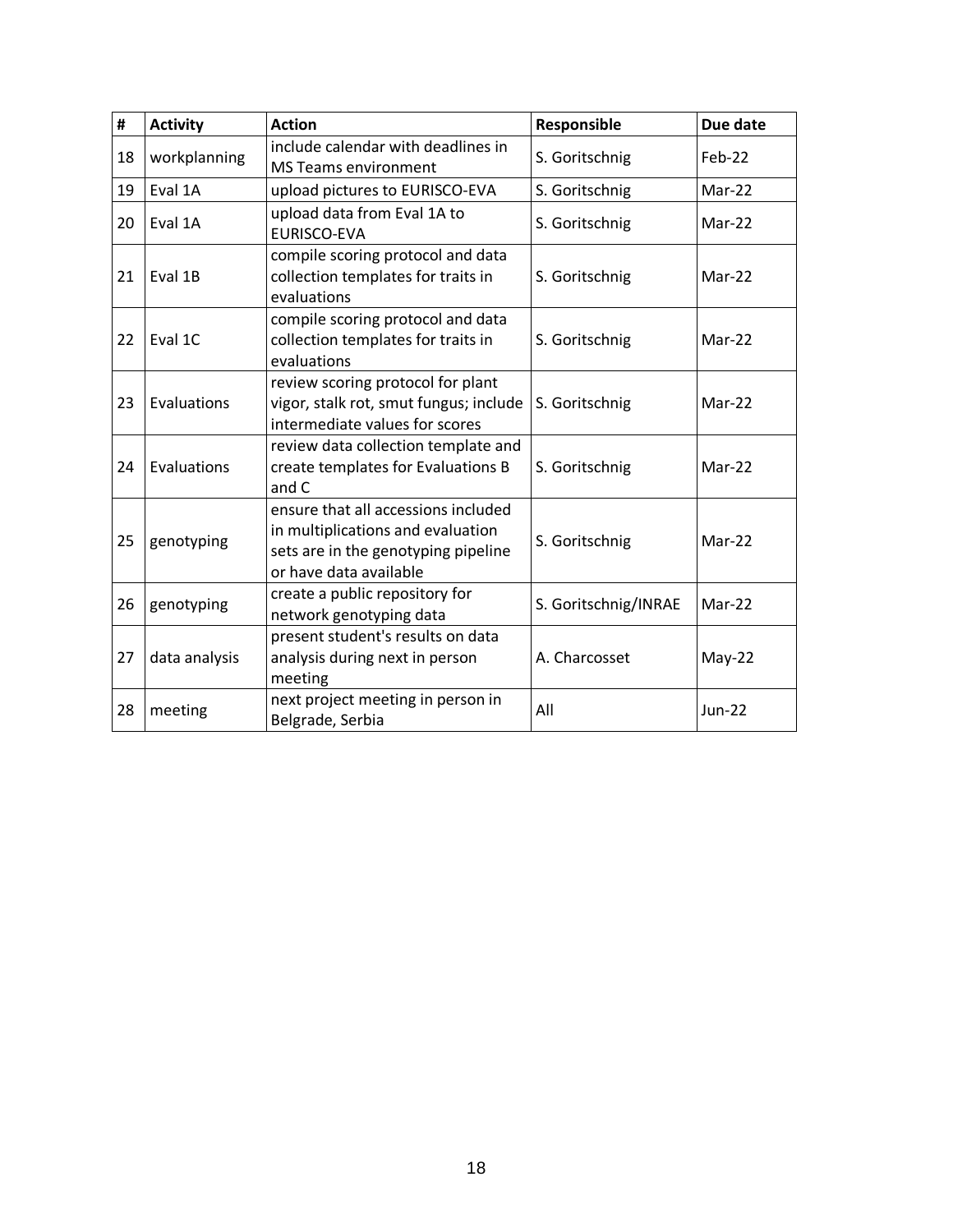| # | Activity | Action | Responsible | Due date |
|---|---|---|---|---|
| 18 | workplanning | include calendar with deadlines in MS Teams environment | S. Goritschnig | Feb-22 |
| 19 | Eval 1A | upload pictures to EURISCO-EVA | S. Goritschnig | Mar-22 |
| 20 | Eval 1A | upload data from Eval 1A to EURISCO-EVA | S. Goritschnig | Mar-22 |
| 21 | Eval 1B | compile scoring protocol and data collection templates for traits in evaluations | S. Goritschnig | Mar-22 |
| 22 | Eval 1C | compile scoring protocol and data collection templates for traits in evaluations | S. Goritschnig | Mar-22 |
| 23 | Evaluations | review scoring protocol for plant vigor, stalk rot, smut fungus; include intermediate values for scores | S. Goritschnig | Mar-22 |
| 24 | Evaluations | review data collection template and create templates for Evaluations B and C | S. Goritschnig | Mar-22 |
| 25 | genotyping | ensure that all accessions included in multiplications and evaluation sets are in the genotyping pipeline or have data available | S. Goritschnig | Mar-22 |
| 26 | genotyping | create a public repository for network genotyping data | S. Goritschnig/INRAE | Mar-22 |
| 27 | data analysis | present student's results on data analysis during next in person meeting | A. Charcosset | May-22 |
| 28 | meeting | next project meeting in person in Belgrade, Serbia | All | Jun-22 |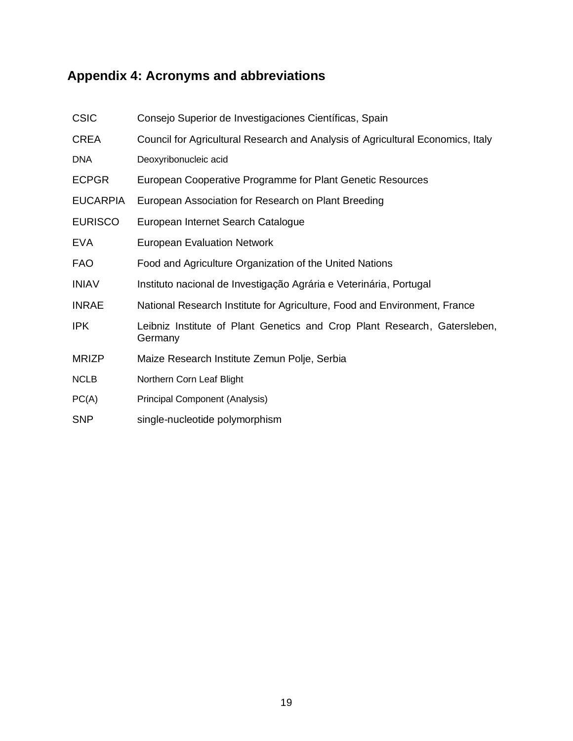## Appendix 4: Acronyms and abbreviations

| | |
|---|---|
| CSIC | Consejo Superior de Investigaciones Científicas, Spain |
| CREA | Council for Agricultural Research and Analysis of Agricultural Economics, Italy |
| DNA | Deoxyribonucleic acid |
| ECPGR | European Cooperative Programme for Plant Genetic Resources |
| EUCARPIA | European Association for Research on Plant Breeding |
| EURISCO | European Internet Search Catalogue |
| EVA | European Evaluation Network |
| FAO | Food and Agriculture Organization of the United Nations |
| INIAV | Instituto nacional de Investigação Agrária e Veterinária, Portugal |
| INRAE | National Research Institute for Agriculture, Food and Environment, France |
| IPK | Leibniz Institute of Plant Genetics and Crop Plant Research, Gatersleben, Germany |
| MRIZP | Maize Research Institute Zemun Polje, Serbia |
| NCLB | Northern Corn Leaf Blight |
| PC(A) | Principal Component (Analysis) |
| SNP | single-nucleotide polymorphism |